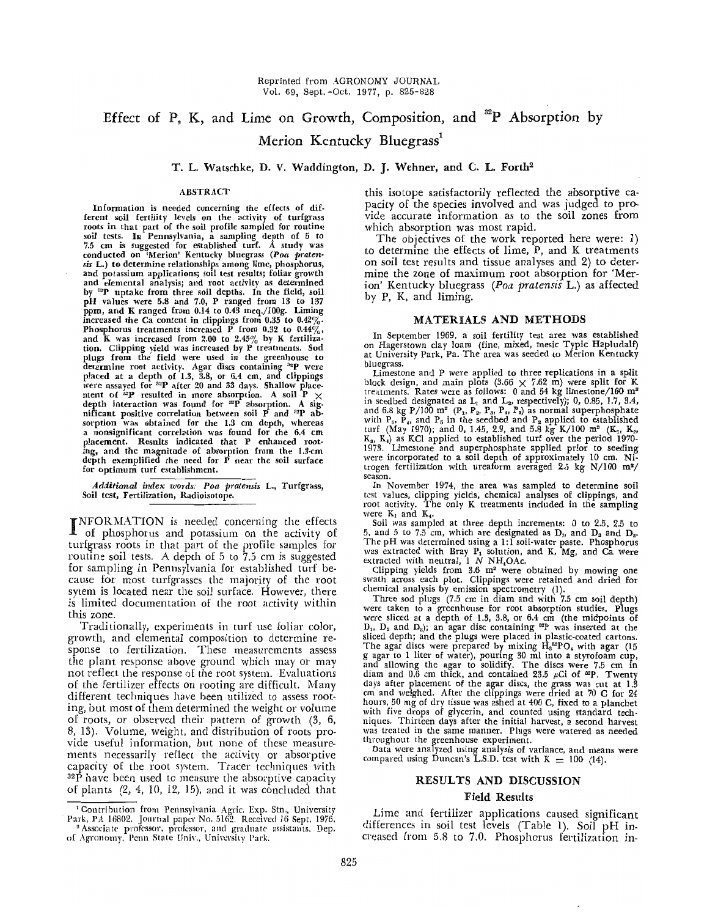Reprinted from AGRONOMY JOURNAL Vol. 69, Sept.-Oct. 1977, p. 825-828

# Effect of P, K, and Lime on Growth, Composition, and $^{32}P$ Absorption by Merion Kentucky Bluegrass[1]

T. L. Watschke, D. V. Waddington, D. J. Wehner, and C. L. Forth[2]

## ABSTRACT

Information is needed concerning the effects of different soil fertility levels on the activity of turfgrass roots in that part of the soil profile sampled for routine soil tests. In Pennsylvania, a sampling depth of 5 to 7.5 cm is suggested for established turf. A study was conducted on 'Merion' Kentucky bluegrass (*Poa pratensis* L.) to determine relationships among lime, phosphorus, and potassium applications; soil test results; foliar growth and elemental analysis; and root activity as determined by $^{32}P$ uptake from three soil depths. In the field, soil pH values were 5.8 and 7.0, P ranged from 13 to 137 ppm, and K ranged from 0.14 to 0.43 meq./100g. Liming increased the Ca content in clippings from 0.35 to 0.42%. Phosphorus treatments increased P from 0.32 to 0.44%, and K was increased from 2.00 to 2.45% by K fertilization. Clipping yield was increased by P treatments. Sod plugs from the field were used in the greenhouse to determine root activity. Agar discs containing $^{32}P$ were placed at a depth of 1.3, 3.8, or 6.4 cm, and clippings were assayed for $^{32}P$ after 20 and 33 days. Shallow placement of $^{32}P$ resulted in more absorption. A soil P $\times$ depth interaction was found for $^{32}P$ absorption. A significant positive correlation between soil P and $^{32}P$ absorption was obtained for the 1.3 cm depth, whereas a nonsignificant correlation was found for the 6.4 cm placement. Results indicated that P enhanced rooting, and the magnitude of absorption from the 1.3-cm depth exemplified the need for P near the soil surface for optimum turf establishment.

*Additional index words:* *Poa pratensis* L., Turfgrass, Soil test, Fertilization, Radioisotope.

INFORMATION is needed concerning the effects of phosphorus and potassium on the activity of turfgrass roots in that part of the profile samples for routine soil tests. A depth of 5 to 7.5 cm is suggested for sampling in Pennsylvania for established turf because for most turfgrasses the majority of the root sytem is located near the soil surface. However, there is limited documentation of the root activity within this zone.

Traditionally, experiments in turf use foliar color, growth, and elemental composition to determine response to fertilization. These measurements assess the plant response above ground which may or may not reflect the response of the root system. Evaluations of the fertilizer effects on rooting are difficult. Many different techniques have been utilized to assess rooting, but most of them determined the weight or volume of roots, or observed their pattern of growth (3, 6, 8, 13). Volume, weight, and distribution of roots provide useful information, but none of these measurements necessarily reflect the activity or absorptive capacity of the root system. Tracer techniques with $^{32}P$ have been used to measure the absorptive capacity of plants (2, 4, 10, 12, 15), and it was concluded that this isotope satisfactorily reflected the absorptive capacity of the species involved and was judged to provide accurate information as to the soil zones from which absorption was most rapid.

The objectives of the work reported here were: 1) to determine the effects of lime, P, and K treatments on soil test results and tissue analyses and 2) to determine the zone of maximum root absorption for 'Merion' Kentucky bluegrass (*Poa pratensis* L.) as affected by P, K, and liming.

## MATERIALS AND METHODS

In September 1969, a soil fertility test area was established on Hagerstown clay loam (fine, mixed, mesic Typic Hapludalf) at University Park, Pa. The area was seeded to Merion Kentucky bluegrass.

Limestone and P were applied to three replications in a split block design, and main plots (3.66 $\times$ 7.62 m) were split for K treatments. Rates were as follows: 0 and 54 kg limestone/100 m² in seedbed designated as $L_1$ and $L_2$, respectively; 0, 0.85, 1.7, 3.4, and 6.8 kg P/100 m² ($P_1$, $P_2$, $P_3$, $P_4$, $P_5$) as normal superphosphate with $P_3$, $P_4$, and $P_5$ in the seedbed and $P_2$ applied to established turf (May 1970); and 0, 1.45, 2.9, and 5.8 kg K/100 m² ($K_1$, $K_2$, $K_3$, $K_4$) as KCl applied to established turf over the period 1970-1973. Limestone and superphosphate applied prior to seeding were incorporated to a soil depth of approximately 10 cm. Nitrogen fertilization with ureaform averaged 2.5 kg N/100 m²/season.

In November 1974, the area was sampled to determine soil test values, clipping yields, chemical analyses of clippings, and root activity. The only K treatments included in the sampling were $K_1$ and $K_4$.

Soil was sampled at three depth increments: 0 to 2.5, 2.5 to 5, and 5 to 7.5 cm, which are designated as $D_1$, and $D_2$ and $D_3$. The pH was determined using a 1:1 soil-water paste. Phosphorus was extracted with Bray $P_1$ solution, and K, Mg, and Ca were extracted with neutral, 1 N $NH_4OAc$.

Clipping yields from 3.6 m² were obtained by mowing one swath across each plot. Clippings were retained and dried for chemical analysis by emission spectrometry (1).

Three sod plugs (7.5 cm in diam and with 7.5 cm soil depth) were taken to a greenhouse for root absorption studies. Plugs were sliced at a depth of 1.3, 3.8, or 6.4 cm (the midpoints of $D_1$, $D_2$ and $D_3$); an agar disc containing $^{32}P$ was inserted at the sliced depth; and the plugs were placed in plastic-coated cartons. The agar discs were prepared by mixing $H_3{}^{32}PO_4$ with agar (15 g agar to 1 liter of water), pouring 30 ml into a styrofoam cup, and allowing the agar to solidify. The discs were 7.5 cm in diam and 0.6 cm thick, and contained 23.5 μCi of $^{32}P$. Twenty days after placement of the agar discs, the grass was cut at 1.3 cm and weighed. After the clippings were dried at 70 C for 24 hours, 50 mg of dry tissue was ashed at 400 C, fixed to a planchet with five drops of glycerin, and counted using standard techniques. Thirteen days after the initial harvest, a second harvest was treated in the same manner. Plugs were watered as needed throughout the greenhouse experiment.

Data were analyzed using analysis of variance, and means were compared using Duncan's L.S.D. test with K = 100 (14).

## RESULTS AND DISCUSSION

### Field Results

Lime and fertilizer applications caused significant differences in soil test levels (Table 1). Soil pH increased from 5.8 to 7.0. Phosphorus fertilization in-

[1] Contribution from Pennsylvania Agric. Exp. Stn., University Park, PA 16802. Journal paper No. 5162. Received 16 Sept. 1976.

[2] Associate professor, professor, and graduate assistants. Dep. of Agronomy, Penn State Univ., University Park.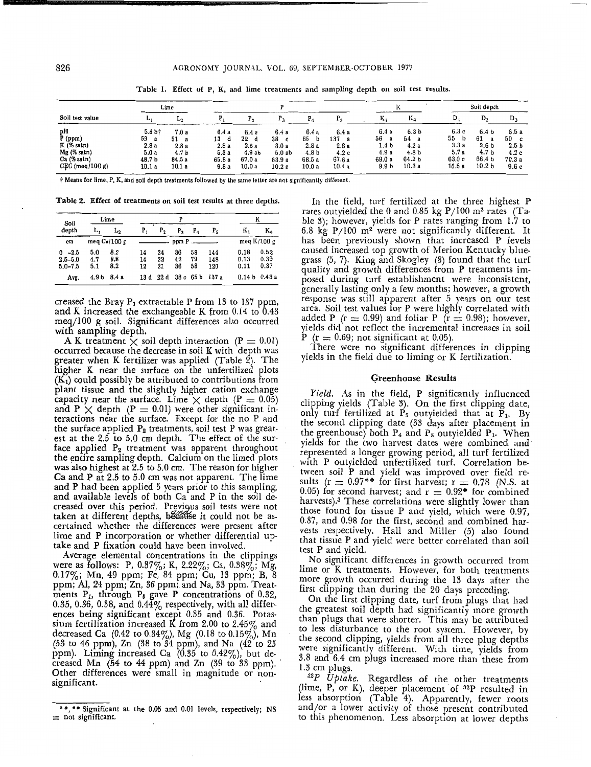Table 1. Effect of P, K, and lime treatments and sampling depth on soil test results.

| Soil test value | Lime | | P | | | | | K | | Soil depth | | |
|---|---|---|---|---|---|---|---|---|---|---|---|---|
| | $L_1$ | $L_2$ | $P_1$ | $P_2$ | $P_3$ | $P_4$ | $P_5$ | $K_1$ | $K_4$ | $D_1$ | $D_2$ | $D_3$ |
| pH | 5.8 b† | 7.0 a | 6.4 a | 6.4 a | 6.4 a | 6.4 a | 6.4 a | 6.4 a | 6.3 b | 6.3 c | 6.4 b | 6.5 a |
| P (ppm) | 59 a | 51 a | 13 d | 22 d | 38 c | 65 b | 137 a | 56 a | 54 a | 55 b | 61 a | 50 c |
| K (% satn) | 2.8 a | 2.8 a | 2.8 a | 2.6 a | 3.0 a | 2.8 a | 2.8 a | 1.4 b | 4.2 a | 3.3 a | 2.6 b | 2.5 b |
| Mg (% satn) | 5.0 a | 4.7 b | 5.3 a | 4.9 ab | 5.0 ab | 4.8 b | 4.2 c | 4.9 a | 4.8 b | 5.7 a | 4.7 b | 4.2 c |
| Ca (% satn) | 48.7 b | 84.5 a | 65.8 a | 67.0 a | 63.9 a | 68.5 a | 67.6 a | 69.0 a | 64.2 b | 63.0 c | 66.4 b | 70.3 a |
| CEC (meq/100 g) | 10.1 a | 10.1 a | 9.8 a | 10.0 a | 10.2 a | 10.0 a | 10.4 a | 9.9 b | 10.3 a | 10.5 a | 10.2 b | 9.6 c |

† Means for lime, P, K, and soil depth treatments followed by the same letter are not significantly different.

Table 2. Effect of treatments on soil test results at three depths.

| Soil depth | Lime | | P | | | | | K | |
|---|---|---|---|---|---|---|---|---|---|
| | $L_1$ | $L_2$ | $P_1$ | $P_2$ | $P_3$ | $P_4$ | $P_5$ | $K_1$ | $K_4$ |
| cm | meq Ca/100 g | | ppm P | | | | | meq K/100 g | |
| 0 -2.5 | 5.0 | 8.2 | 14 | 24 | 36 | 58 | 144 | 0.18 | 0.52 |
| 2.5-5.0 | 4.7 | 8.8 | 14 | 22 | 42 | 79 | 148 | 0.13 | 0.39 |
| 5.0-7.5 | 5.1 | 8.2 | 12 | 21 | 36 | 58 | 120 | 0.11 | 0.37 |
| Avg. | 4.9 b | 8.4 a | 13 d | 22 d | 38 c | 65 b | 137 a | 0.14 b | 0.43 a |

creased the Bray $P_1$ extractable P from 13 to 137 ppm, and K increased the exchangeable K from 0.14 to 0.43 meq/100 g soil. Significant differences also occurred with sampling depth.

A K treatment × soil depth interaction (P = 0.01) occurred because the decrease in soil K with depth was greater when K fertilizer was applied (Table 2). The higher K near the surface on the unfertilized plots ($K_1$) could possibly be attributed to contributions from plant tissue and the slightly higher cation exchange capacity near the surface. Lime × depth (P = 0.05) and P × depth (P = 0.01) were other significant interactions near the surface. Except for the no P and the surface applied $P_2$ treatments, soil test P was greatest at the 2.5 to 5.0 cm depth. The effect of the surface applied $P_2$ treatment was apparent throughout the entire sampling depth. Calcium on the limed plots was also highest at 2.5 to 5.0 cm. The reason for higher Ca and P at 2.5 to 5.0 cm was not apparent. The lime and P had been applied 5 years prior to this sampling, and available levels of both Ca and P in the soil decreased over this period. Previous soil tests were not taken at different depths, and it could not be ascertained whether the differences were present after lime and P incorporation or whether differential uptake and P fixation could have been involved.

Average elemental concentrations in the clippings were as follows: P, 0.37%; K, 2.22%; Ca, 0.38%; Mg, 0.17%; Mn, 49 ppm; Fe, 84 ppm; Cu, 13 ppm; B, 8 ppm; Al, 24 ppm; Zn, 36 ppm; and Na, 33 ppm. Treatments $P_1$, through $P_5$ gave P concentrations of 0.32, 0.35, 0.36, 0.38, and 0.44% respectively, with all differences being significant except 0.35 and 0.36. Potassium fertilization increased K from 2.00 to 2.45% and decreased Ca (0.42 to 0.34%), Mg (0.18 to 0.15%), Mn (53 to 46 ppm), Zn (38 to 34 ppm), and Na (42 to 25 ppm). Liming increased Ca (0.35 to 0.42%), but decreased Mn (54 to 44 ppm) and Zn (39 to 33 ppm). Other differences were small in magnitude or nonsignificant.

In the field, turf fertilized at the three highest P rates outyielded the 0 and 0.85 kg P/100 m² rates (Table 3); however, yields for P rates ranging from 1.7 to 6.8 kg P/100 m² were not significantly different. It has been previously shown that increased P levels caused increased top growth of Merion Kentucky bluegrass (5, 7). King and Skogley (8) found that the turf quality and growth differences from P treatments imposed during turf establishment were inconsistent, generally lasting only a few months; however, a growth response was still apparent after 5 years on our test area. Soil test values for P were highly correlated with added P (r = 0.99) and foliar P (r = 0.98); however, yields did not reflect the incremental increases in soil P (r = 0.69; not significant at 0.05).

There were no significant differences in clipping yields in the field due to liming or K fertilization.

## Greenhouse Results

*Yield.* As in the field, P significantly influenced clipping yields (Table 3). On the first clipping date, only turf fertilized at $P_5$ outyielded that at $P_1$. By the second clipping date (33 days after placement in the greenhouse) both $P_4$ and $P_5$ outyielded $P_1$. When yields for the two harvest dates were combined and represented a longer growing period, all turf fertilized with P outyielded unfertilized turf. Correlation between soil P and yield was improved over field results (r = 0.97** for first harvest; r = 0.78 (N.S. at 0.05) for second harvest; and r = 0.92* for combined harvests).[3] These correlations were slightly lower than those found for tissue P and yield, which were 0.97, 0.87, and 0.98 for the first, second and combined harvests respectively. Hall and Miller (5) also found that tissue P and yield were better correlated than soil test P and yield.

No significant differences in growth occurred from lime or K treatments. However, for both treatments more growth occurred during the 13 days after the first clipping than during the 20 days preceding.

On the first clipping date, turf from plugs that had the greatest soil depth had significantly more growth than plugs that were shorter. This may be attributed to less disturbance to the root system. However, by the second clipping, yields from all three plug depths were significantly different. With time, yields from 3.8 and 6.4 cm plugs increased more than these from 1.3 cm plugs.

*$^{32}P$ Uptake.* Regardless of the other treatments (lime, P, or K), deeper placement of $^{32}P$ resulted in less absorption (Table 4). Apparently, fewer roots and/or a lower activity of those present contributed to this phenomenon. Less absorption at lower depths

[3] *, ** Significant at the 0.05 and 0.01 levels, respectively; NS = not significant.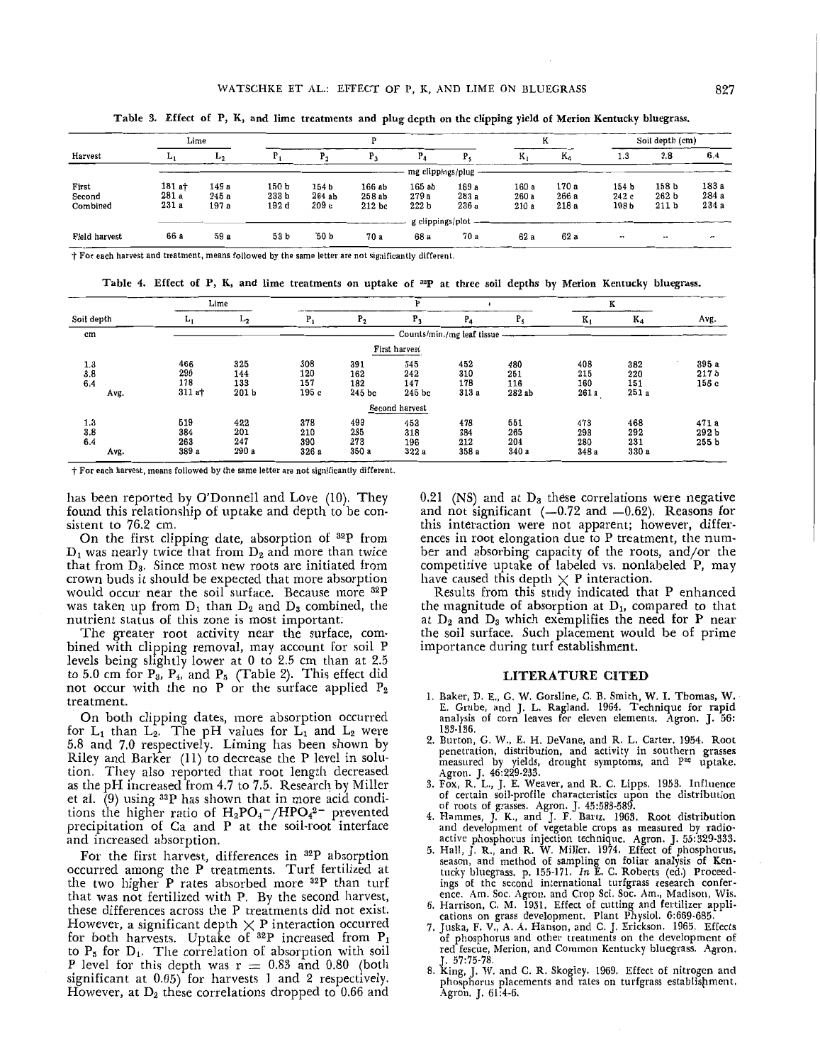Table 3. Effect of P, K, and lime treatments and plug depth on the clipping yield of Merion Kentucky bluegrass.

| Harvest | Lime | | P | | | | | K | | Soil depth (cm) | | |
|---|---|---|---|---|---|---|---|---|---|---|---|---|
| | $L_1$ | $L_2$ | $P_1$ | $P_2$ | $P_3$ | $P_4$ | $P_5$ | $K_1$ | $K_4$ | 1.3 | 3.8 | 6.4 |
| | mg clippings/plug | | | | | | | | | | | |
| First | 181 a† | 149 a | 150 b | 154 b | 166 ab | 165 ab | 189 a | 160 a | 170 a | 154 b | 158 b | 183 a |
| Second | 281 a | 245 a | 238 b | 264 ab | 258 ab | 279 a | 283 a | 260 a | 266 a | 242 c | 262 b | 284 a |
| Combined | 231 a | 197 a | 192 d | 209 c | 212 bc | 222 b | 236 a | 210 a | 218 a | 198 b | 211 b | 234 a |
| | g clippings/plot | | | | | | | | | | | |
| Field harvest | 66 a | 59 a | 53 b | 50 b | 70 a | 68 a | 70 a | 62 a | 62 a | -- | -- | -- |

† For each harvest and treatment, means followed by the same letter are not significantly different.

Table 4. Effect of P, K, and lime treatments on uptake of $^{32}$P at three soil depths by Merion Kentucky bluegrass.

| Soil depth | Lime | | P | | | | | K | | Avg. |
|---|---|---|---|---|---|---|---|---|---|---|
| cm | $L_1$ | $L_2$ | $P_1$ | $P_2$ | $P_3$ | $P_4$ | $P_5$ | $K_1$ | $K_4$ | |
| | Counts/min./mg leaf tissue | | | | | | | | | |
| | First harvest | | | | | | | | | |
| 1.3 | 466 | 325 | 308 | 391 | 345 | 452 | 480 | 408 | 382 | 395 a |
| 3.8 | 299 | 144 | 120 | 162 | 242 | 310 | 261 | 215 | 220 | 217 b |
| 6.4 | 178 | 133 | 157 | 182 | 147 | 178 | 116 | 160 | 151 | 156 c |
| Avg. | 311 a† | 201 b | 195 c | 245 bc | 245 bc | 313 a | 282 ab | 261 a | 251 a | |
| | Second harvest | | | | | | | | | |
| 1.3 | 519 | 422 | 378 | 493 | 453 | 478 | 551 | 473 | 468 | 471 a |
| 3.8 | 384 | 201 | 210 | 285 | 318 | 384 | 265 | 293 | 292 | 292 b |
| 6.4 | 263 | 247 | 390 | 273 | 196 | 212 | 204 | 280 | 231 | 255 b |
| Avg. | 389 a | 290 a | 326 a | 350 a | 322 a | 358 a | 340 a | 348 a | 330 a | |

† For each harvest, means followed by the same letter are not significantly different.

has been reported by O'Donnell and Love (10). They found this relationship of uptake and depth to be consistent to 76.2 cm.

On the first clipping date, absorption of $^{32}$P from $D_1$ was nearly twice that from $D_2$ and more than twice that from $D_3$. Since most new roots are initiated from crown buds it should be expected that more absorption would occur near the soil surface. Because more $^{32}$P was taken up from $D_1$ than $D_2$ and $D_3$ combined, the nutrient status of this zone is most important.

The greater root activity near the surface, combined with clipping removal, may account for soil P levels being slightly lower at 0 to 2.5 cm than at 2.5 to 5.0 cm for $P_3$, $P_4$, and $P_5$ (Table 2). This effect did not occur with the no P or the surface applied $P_2$ treatment.

On both clipping dates, more absorption occurred for $L_1$ than $L_2$. The pH values for $L_1$ and $L_2$ were 5.8 and 7.0 respectively. Liming has been shown by Riley and Barker (11) to decrease the P level in solution. They also reported that root length decreased as the pH increased from 4.7 to 7.5. Research by Miller et al. (9) using $^{32}$P has shown that in more acid conditions the higher ratio of $H_2PO_4^-/HPO_4^{2-}$ prevented precipitation of Ca and P at the soil-root interface and increased absorption.

For the first harvest, differences in $^{32}$P absorption occurred among the P treatments. Turf fertilized at the two higher P rates absorbed more $^{32}$P than turf that was not fertilized with P. By the second harvest, these differences across the P treatments did not exist. However, a significant depth × P interaction occurred for both harvests. Uptake of $^{32}$P increased from $P_1$ to $P_5$ for $D_1$. The correlation of absorption with soil P level for this depth was $r = 0.83$ and 0.80 (both significant at 0.05) for harvests 1 and 2 respectively. However, at $D_2$ these correlations dropped to 0.66 and 0.21 (NS) and at $D_3$ these correlations were negative and not significant (−0.72 and −0.62). Reasons for this interaction were not apparent; however, differences in root elongation due to P treatment, the number and absorbing capacity of the roots, and/or the competitive uptake of labeled vs. nonlabeled P, may have caused this depth × P interaction.

Results from this study indicated that P enhanced the magnitude of absorption at $D_1$, compared to that at $D_2$ and $D_3$ which exemplifies the need for P near the soil surface. Such placement would be of prime importance during turf establishment.

## LITERATURE CITED

1. Baker, D. E., G. W. Gorsline, C. B. Smith, W. I. Thomas, W. E. Grube, and J. L. Ragland. 1964. Technique for rapid analysis of corn leaves for eleven elements. Agron. J. 56:133-136.
2. Burton, G. W., E. H. DeVane, and R. L. Carter. 1954. Root penetration, distribution, and activity in southern grasses measured by yields, drought symptoms, and $P^{32}$ uptake. Agron. J. 46:229-233.
3. Fox, R. L., J. E. Weaver, and R. C. Lipps. 1953. Influence of certain soil-profile characteristics upon the distribution of roots of grasses. Agron. J. 45:583-589.
4. Hammes, J. K., and J. F. Bartz. 1963. Root distribution and development of vegetable crops as measured by radioactive phosphorus injection technique. Agron. J. 55:329-333.
5. Hall, J. R., and R. W. Miller. 1974. Effect of phosphorus, season, and method of sampling on foliar analysis of Kentucky bluegrass. p. 155-171. *In* E. C. Roberts (ed.) Proceedings of the second international turfgrass research conference. Am. Soc. Agron. and Crop Sci. Soc. Am., Madison, Wis.
6. Harrison, C. M. 1931. Effect of cutting and fertilizer applications on grass development. Plant Physiol. 6:669-685.
7. Juska, F. V., A. A. Hanson, and C. J. Erickson. 1965. Effects of phosphorus and other treatments on the development of red fescue, Merion, and Common Kentucky bluegrass. Agron. J. 57:75-78.
8. King, J. W. and C. R. Skogley. 1969. Effect of nitrogen and phosphorus placements and rates on turfgrass establishment. Agron. J. 61:4-6.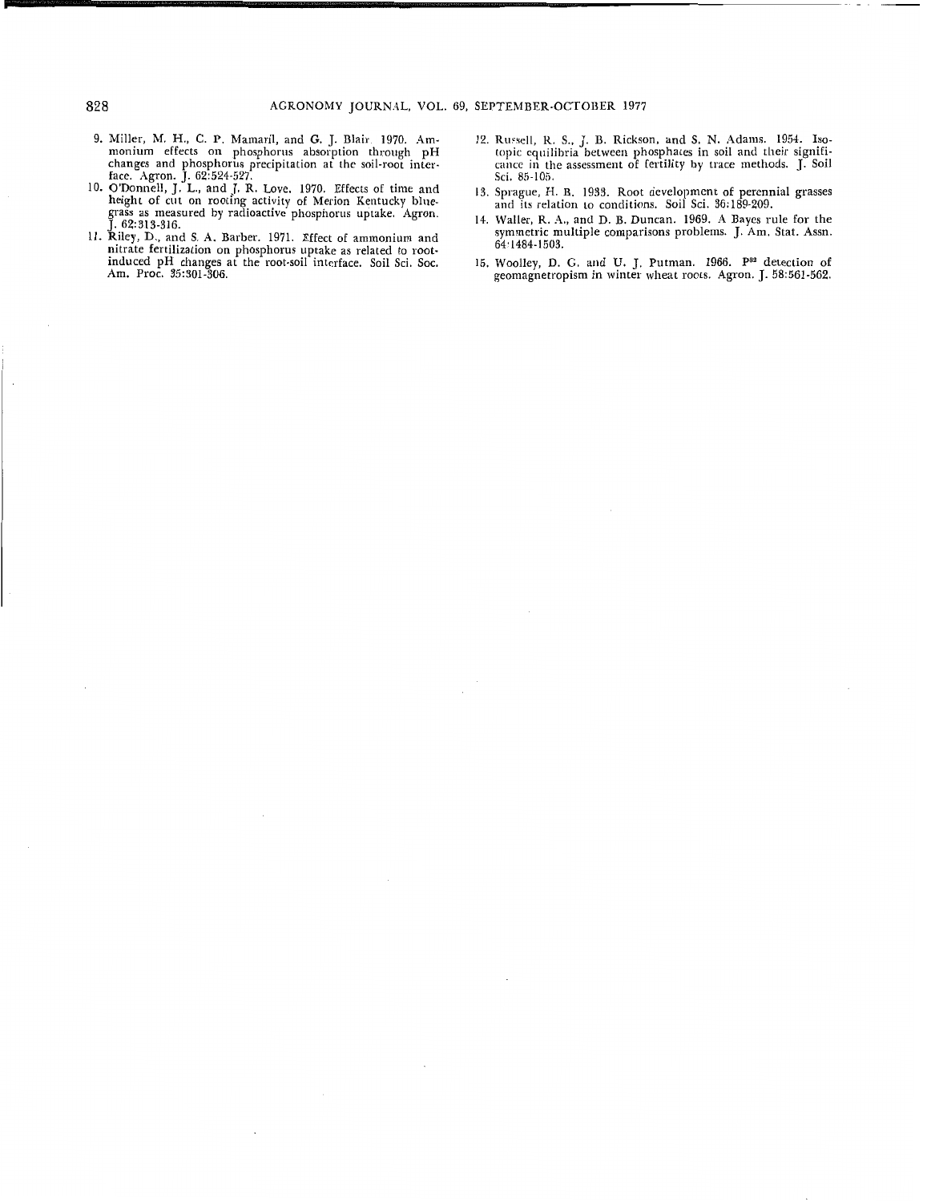9. Miller, M. H., C. P. Mamaril, and G. J. Blair. 1970. Ammonium effects on phosphorus absorption through pH changes and phosphorus precipitation at the soil-root interface. Agron. J. 62:524-527.
10. O'Donnell, J. L., and J. R. Love. 1970. Effects of time and height of cut on rooting activity of Merion Kentucky bluegrass as measured by radioactive phosphorus uptake. Agron. J. 62:313-316.
11. Riley, D., and S. A. Barber. 1971. Effect of ammonium and nitrate fertilization on phosphorus uptake as related to root-induced pH changes at the root-soil interface. Soil Sci. Soc. Am. Proc. 35:301-306.
12. Russell, R. S., J. B. Rickson, and S. N. Adams. 1954. Isotopic equilibria between phosphates in soil and their significance in the assessment of fertility by trace methods. J. Soil Sci. 85-105.
13. Sprague, H. B. 1933. Root development of perennial grasses and its relation to conditions. Soil Sci. 36:189-209.
14. Waller, R. A., and D. B. Duncan. 1969. A Bayes rule for the symmetric multiple comparisons problems. J. Am. Stat. Assn. 64:1484-1503.
15. Woolley, D. G. and U. J. Putman. 1966. $P^{32}$ detection of geomagnetropism in winter wheat roots. Agron. J. 58:561-562.